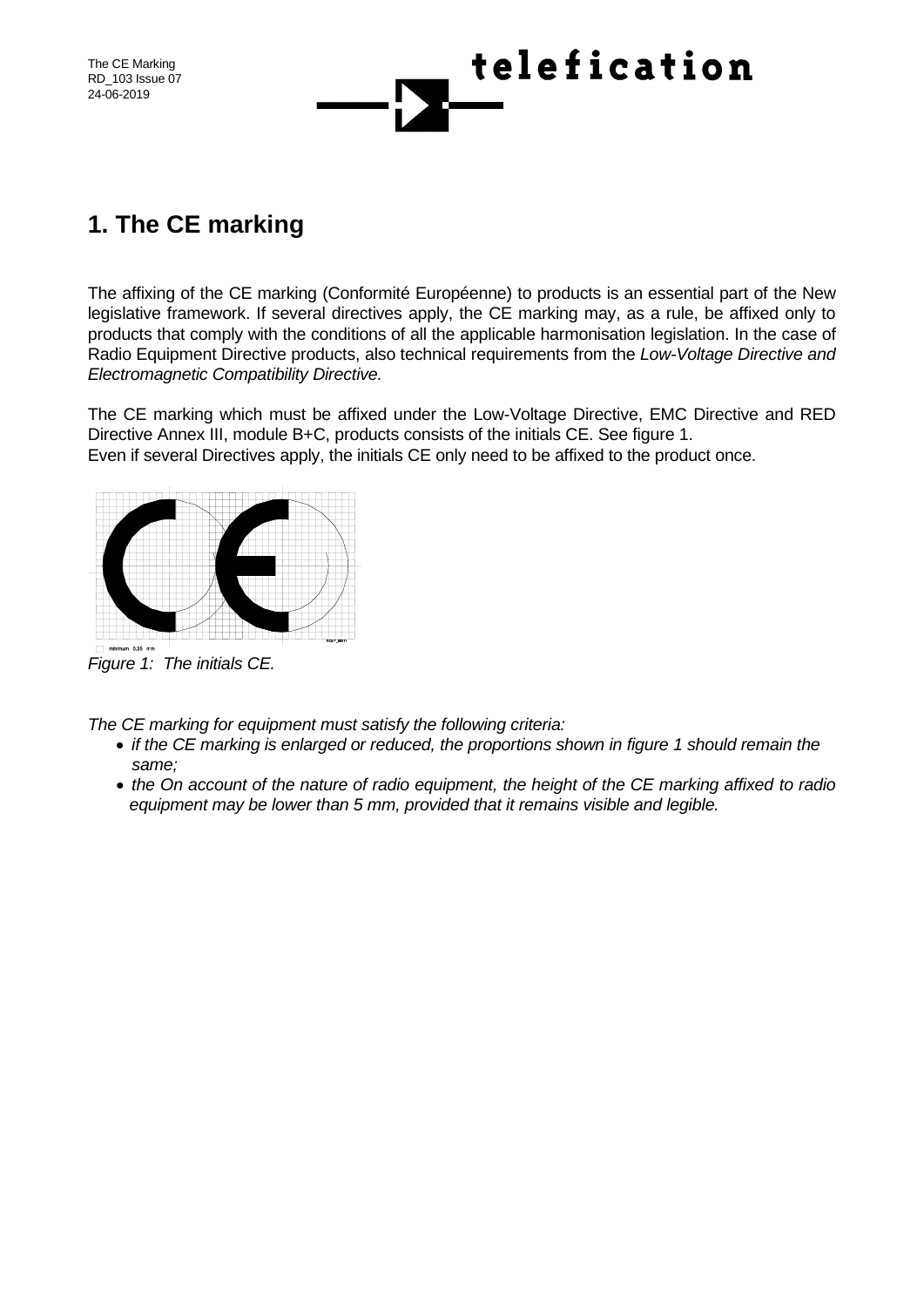# 1. The CE marking

The affixing of the CE marking (Conformité Européenne) to products is an essential part of the New legislative framework. If several directives apply, the CE marking may, as a rule, be affixed only to products that comply with the conditions of all the applicable harmonisation legislation. In the case of Radio Equipment Directive products, also technical requirements from the *Low-Voltage Directive and Electromagnetic Compatibility Directive.*

The CE marking which must be affixed under the Low-Voltage Directive, EMC Directive and RED Directive Annex III, module B+C, products consists of the initials CE. See figure 1.
Even if several Directives apply, the initials CE only need to be affixed to the product once.

minimum 0,25 mm

*Figure 1: The initials CE.*

*The CE marking for equipment must satisfy the following criteria:*

- *if the CE marking is enlarged or reduced, the proportions shown in figure 1 should remain the same;*
- *the On account of the nature of radio equipment, the height of the CE marking affixed to radio equipment may be lower than 5 mm, provided that it remains visible and legible.*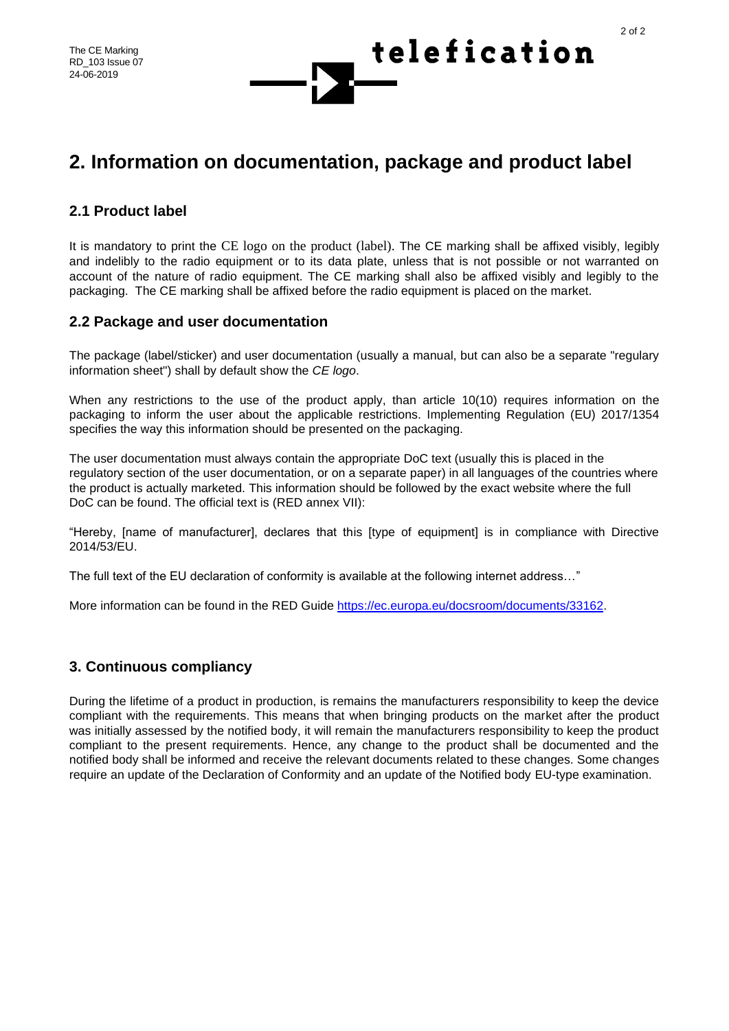## 2. Information on documentation, package and product label

### 2.1 Product label

It is mandatory to print the CE logo on the product (label). The CE marking shall be affixed visibly, legibly and indelibly to the radio equipment or to its data plate, unless that is not possible or not warranted on account of the nature of radio equipment. The CE marking shall also be affixed visibly and legibly to the packaging. The CE marking shall be affixed before the radio equipment is placed on the market.

### 2.2 Package and user documentation

The package (label/sticker) and user documentation (usually a manual, but can also be a separate "regulary information sheet") shall by default show the *CE logo*.

When any restrictions to the use of the product apply, than article 10(10) requires information on the packaging to inform the user about the applicable restrictions. Implementing Regulation (EU) 2017/1354 specifies the way this information should be presented on the packaging.

The user documentation must always contain the appropriate DoC text (usually this is placed in the regulatory section of the user documentation, or on a separate paper) in all languages of the countries where the product is actually marketed. This information should be followed by the exact website where the full DoC can be found. The official text is (RED annex VII):

"Hereby, [name of manufacturer], declares that this [type of equipment] is in compliance with Directive 2014/53/EU.

The full text of the EU declaration of conformity is available at the following internet address…"

More information can be found in the RED Guide https://ec.europa.eu/docsroom/documents/33162.

## 3. Continuous compliancy

During the lifetime of a product in production, is remains the manufacturers responsibility to keep the device compliant with the requirements. This means that when bringing products on the market after the product was initially assessed by the notified body, it will remain the manufacturers responsibility to keep the product compliant to the present requirements. Hence, any change to the product shall be documented and the notified body shall be informed and receive the relevant documents related to these changes. Some changes require an update of the Declaration of Conformity and an update of the Notified body EU-type examination.